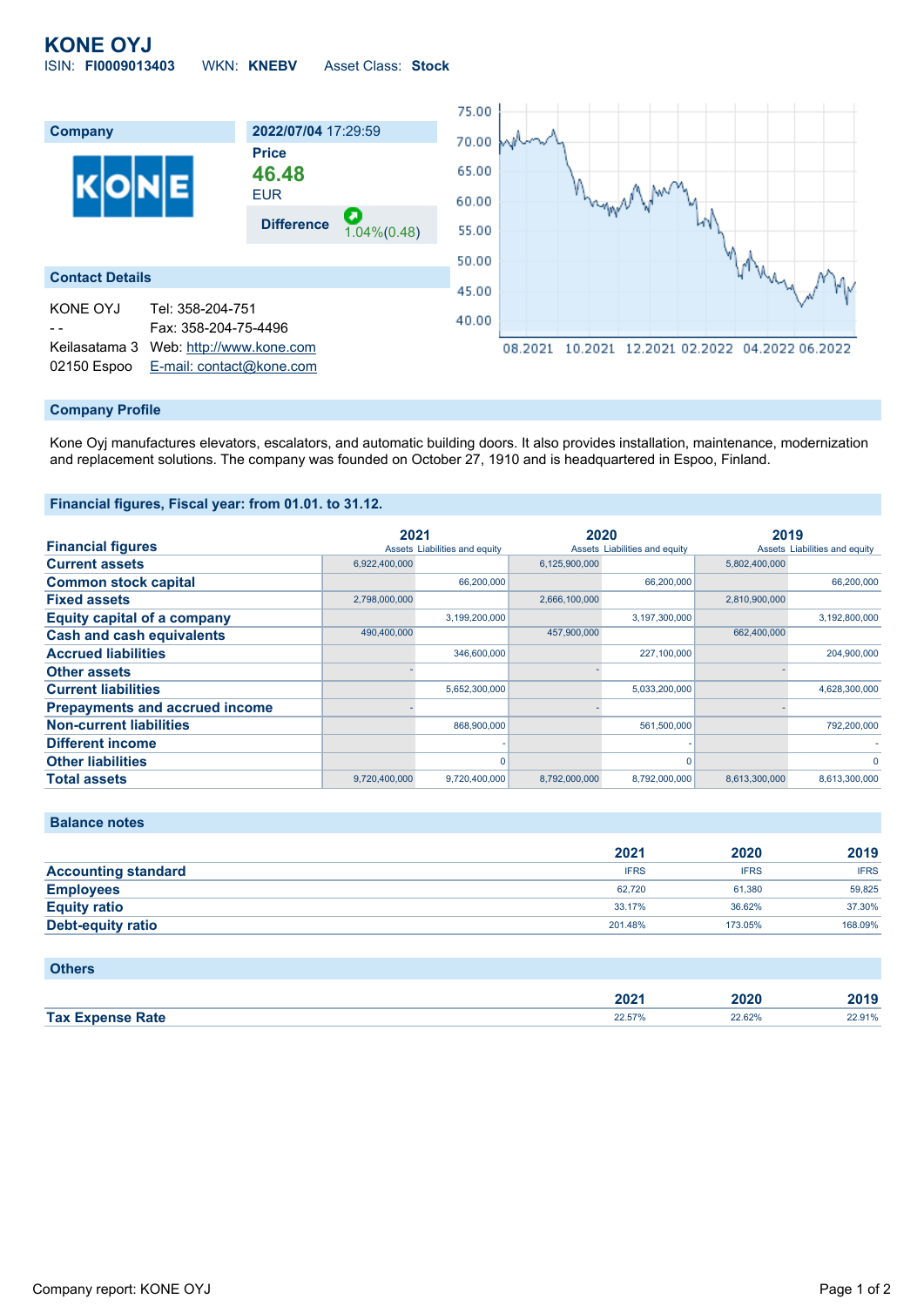# KONE OYJ

ISIN: **FI0009013403** WKN: **KNEBV** Asset Class: **Stock**

## Company

**2022/07/04** 17:29:59

**Price**

**46.48**

EUR

**Difference** 1.04%(0.48)

## Contact Details

KONE OYJ
- -
Keilasatama 3
02150 Espoo

Tel: 358-204-751
Fax: 358-204-75-4496
Web: http://www.kone.com
E-mail: contact@kone.com

## Company Profile

Kone Oyj manufactures elevators, escalators, and automatic building doors. It also provides installation, maintenance, modernization and replacement solutions. The company was founded on October 27, 1910 and is headquartered in Espoo, Finland.

## Financial figures, Fiscal year: from 01.01. to 31.12.

| Financial figures | 2021 | | 2020 | | 2019 | |
|---|---|---|---|---|---|---|
| | Assets | Liabilities and equity | Assets | Liabilities and equity | Assets | Liabilities and equity |
| Current assets | 6,922,400,000 | | 6,125,900,000 | | 5,802,400,000 | |
| Common stock capital | | 66,200,000 | | 66,200,000 | | 66,200,000 |
| Fixed assets | 2,798,000,000 | | 2,666,100,000 | | 2,810,900,000 | |
| Equity capital of a company | | 3,199,200,000 | | 3,197,300,000 | | 3,192,800,000 |
| Cash and cash equivalents | 490,400,000 | | 457,900,000 | | 662,400,000 | |
| Accrued liabilities | | 346,600,000 | | 227,100,000 | | 204,900,000 |
| Other assets | - | | - | | - | |
| Current liabilities | | 5,652,300,000 | | 5,033,200,000 | | 4,628,300,000 |
| Prepayments and accrued income | - | | - | | - | |
| Non-current liabilities | | 868,900,000 | | 561,500,000 | | 792,200,000 |
| Different income | | - | | - | | - |
| Other liabilities | | 0 | | 0 | | 0 |
| Total assets | 9,720,400,000 | 9,720,400,000 | 8,792,000,000 | 8,792,000,000 | 8,613,300,000 | 8,613,300,000 |

## Balance notes

| | 2021 | 2020 | 2019 |
|---|---|---|---|
| Accounting standard | IFRS | IFRS | IFRS |
| Employees | 62,720 | 61,380 | 59,825 |
| Equity ratio | 33.17% | 36.62% | 37.30% |
| Debt-equity ratio | 201.48% | 173.05% | 168.09% |

## Others

| | 2021 | 2020 | 2019 |
|---|---|---|---|
| Tax Expense Rate | 22.57% | 22.62% | 22.91% |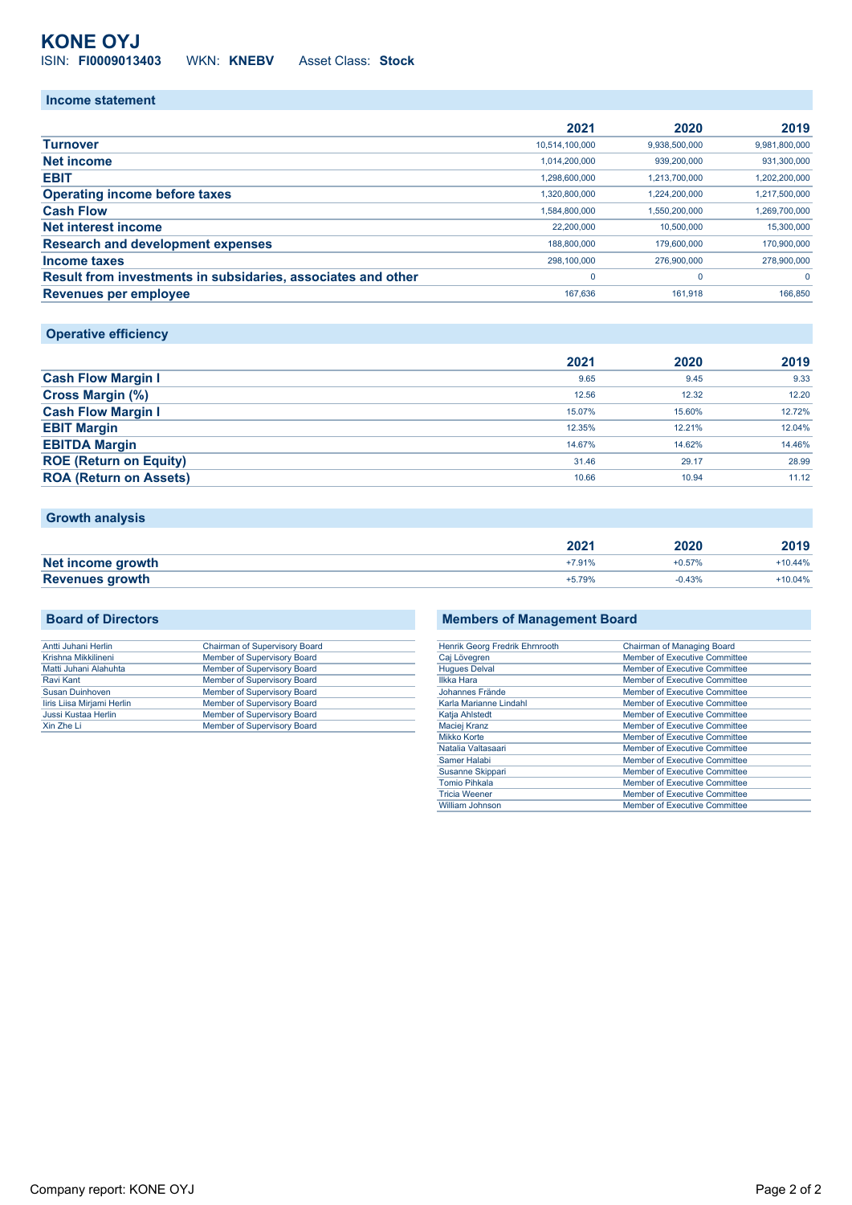# KONE OYJ

ISIN: **FI0009013403** WKN: **KNEBV** Asset Class: **Stock**

## Income statement

| | 2021 | 2020 | 2019 |
|---|---|---|---|
| **Turnover** | 10,514,100,000 | 9,938,500,000 | 9,981,800,000 |
| **Net income** | 1,014,200,000 | 939,200,000 | 931,300,000 |
| **EBIT** | 1,298,600,000 | 1,213,700,000 | 1,202,200,000 |
| **Operating income before taxes** | 1,320,800,000 | 1,224,200,000 | 1,217,500,000 |
| **Cash Flow** | 1,584,800,000 | 1,550,200,000 | 1,269,700,000 |
| **Net interest income** | 22,200,000 | 10,500,000 | 15,300,000 |
| **Research and development expenses** | 188,800,000 | 179,600,000 | 170,900,000 |
| **Income taxes** | 298,100,000 | 276,900,000 | 278,900,000 |
| **Result from investments in subsidaries, associates and other** | 0 | 0 | 0 |
| **Revenues per employee** | 167,636 | 161,918 | 166,850 |

## Operative efficiency

| | 2021 | 2020 | 2019 |
|---|---|---|---|
| **Cash Flow Margin I** | 9.65 | 9.45 | 9.33 |
| **Cross Margin (%)** | 12.56 | 12.32 | 12.20 |
| **Cash Flow Margin I** | 15.07% | 15.60% | 12.72% |
| **EBIT Margin** | 12.35% | 12.21% | 12.04% |
| **EBITDA Margin** | 14.67% | 14.62% | 14.46% |
| **ROE (Return on Equity)** | 31.46 | 29.17 | 28.99 |
| **ROA (Return on Assets)** | 10.66 | 10.94 | 11.12 |

## Growth analysis

| | 2021 | 2020 | 2019 |
|---|---|---|---|
| **Net income growth** | +7.91% | +0.57% | +10.44% |
| **Revenues growth** | +5.79% | -0.43% | +10.04% |

## Board of Directors

| | |
|---|---|
| Antti Juhani Herlin | Chairman of Supervisory Board |
| Krishna Mikkilineni | Member of Supervisory Board |
| Matti Juhani Alahuhta | Member of Supervisory Board |
| Ravi Kant | Member of Supervisory Board |
| Susan Duinhoven | Member of Supervisory Board |
| Iiris Liisa Mirjami Herlin | Member of Supervisory Board |
| Jussi Kustaa Herlin | Member of Supervisory Board |
| Xin Zhe Li | Member of Supervisory Board |

## Members of Management Board

| | |
|---|---|
| Henrik Georg Fredrik Ehrnrooth | Chairman of Managing Board |
| Caj Lövegren | Member of Executive Committee |
| Hugues Delval | Member of Executive Committee |
| Ilkka Hara | Member of Executive Committee |
| Johannes Frände | Member of Executive Committee |
| Karla Marianne Lindahl | Member of Executive Committee |
| Katja Ahlstedt | Member of Executive Committee |
| Maciej Kranz | Member of Executive Committee |
| Mikko Korte | Member of Executive Committee |
| Natalia Valtasaari | Member of Executive Committee |
| Samer Halabi | Member of Executive Committee |
| Susanne Skippari | Member of Executive Committee |
| Tomio Pihkala | Member of Executive Committee |
| Tricia Weener | Member of Executive Committee |
| William Johnson | Member of Executive Committee |